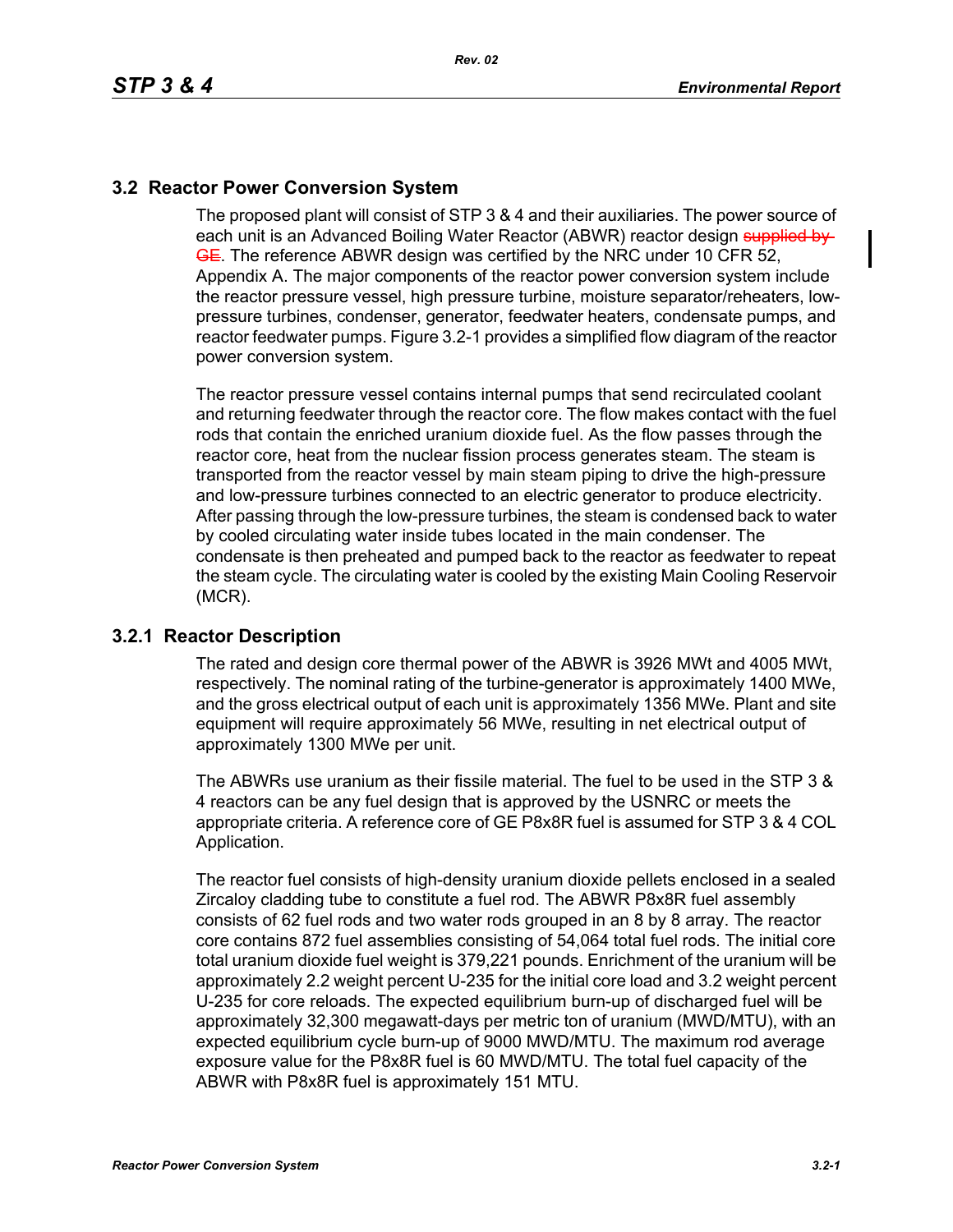## 3.2 Reactor Power Conversion System

The proposed plant will consist of STP 3 & 4 and their auxiliaries. The power source of each unit is an Advanced Boiling Water Reactor (ABWR) reactor design ~~supplied by GE~~. The reference ABWR design was certified by the NRC under 10 CFR 52, Appendix A. The major components of the reactor power conversion system include the reactor pressure vessel, high pressure turbine, moisture separator/reheaters, low-pressure turbines, condenser, generator, feedwater heaters, condensate pumps, and reactor feedwater pumps. Figure 3.2-1 provides a simplified flow diagram of the reactor power conversion system.

The reactor pressure vessel contains internal pumps that send recirculated coolant and returning feedwater through the reactor core. The flow makes contact with the fuel rods that contain the enriched uranium dioxide fuel. As the flow passes through the reactor core, heat from the nuclear fission process generates steam. The steam is transported from the reactor vessel by main steam piping to drive the high-pressure and low-pressure turbines connected to an electric generator to produce electricity. After passing through the low-pressure turbines, the steam is condensed back to water by cooled circulating water inside tubes located in the main condenser. The condensate is then preheated and pumped back to the reactor as feedwater to repeat the steam cycle. The circulating water is cooled by the existing Main Cooling Reservoir (MCR).

### 3.2.1 Reactor Description

The rated and design core thermal power of the ABWR is 3926 MWt and 4005 MWt, respectively. The nominal rating of the turbine-generator is approximately 1400 MWe, and the gross electrical output of each unit is approximately 1356 MWe. Plant and site equipment will require approximately 56 MWe, resulting in net electrical output of approximately 1300 MWe per unit.

The ABWRs use uranium as their fissile material. The fuel to be used in the STP 3 & 4 reactors can be any fuel design that is approved by the USNRC or meets the appropriate criteria. A reference core of GE P8x8R fuel is assumed for STP 3 & 4 COL Application.

The reactor fuel consists of high-density uranium dioxide pellets enclosed in a sealed Zircaloy cladding tube to constitute a fuel rod. The ABWR P8x8R fuel assembly consists of 62 fuel rods and two water rods grouped in an 8 by 8 array. The reactor core contains 872 fuel assemblies consisting of 54,064 total fuel rods. The initial core total uranium dioxide fuel weight is 379,221 pounds. Enrichment of the uranium will be approximately 2.2 weight percent U-235 for the initial core load and 3.2 weight percent U-235 for core reloads. The expected equilibrium burn-up of discharged fuel will be approximately 32,300 megawatt-days per metric ton of uranium (MWD/MTU), with an expected equilibrium cycle burn-up of 9000 MWD/MTU. The maximum rod average exposure value for the P8x8R fuel is 60 MWD/MTU. The total fuel capacity of the ABWR with P8x8R fuel is approximately 151 MTU.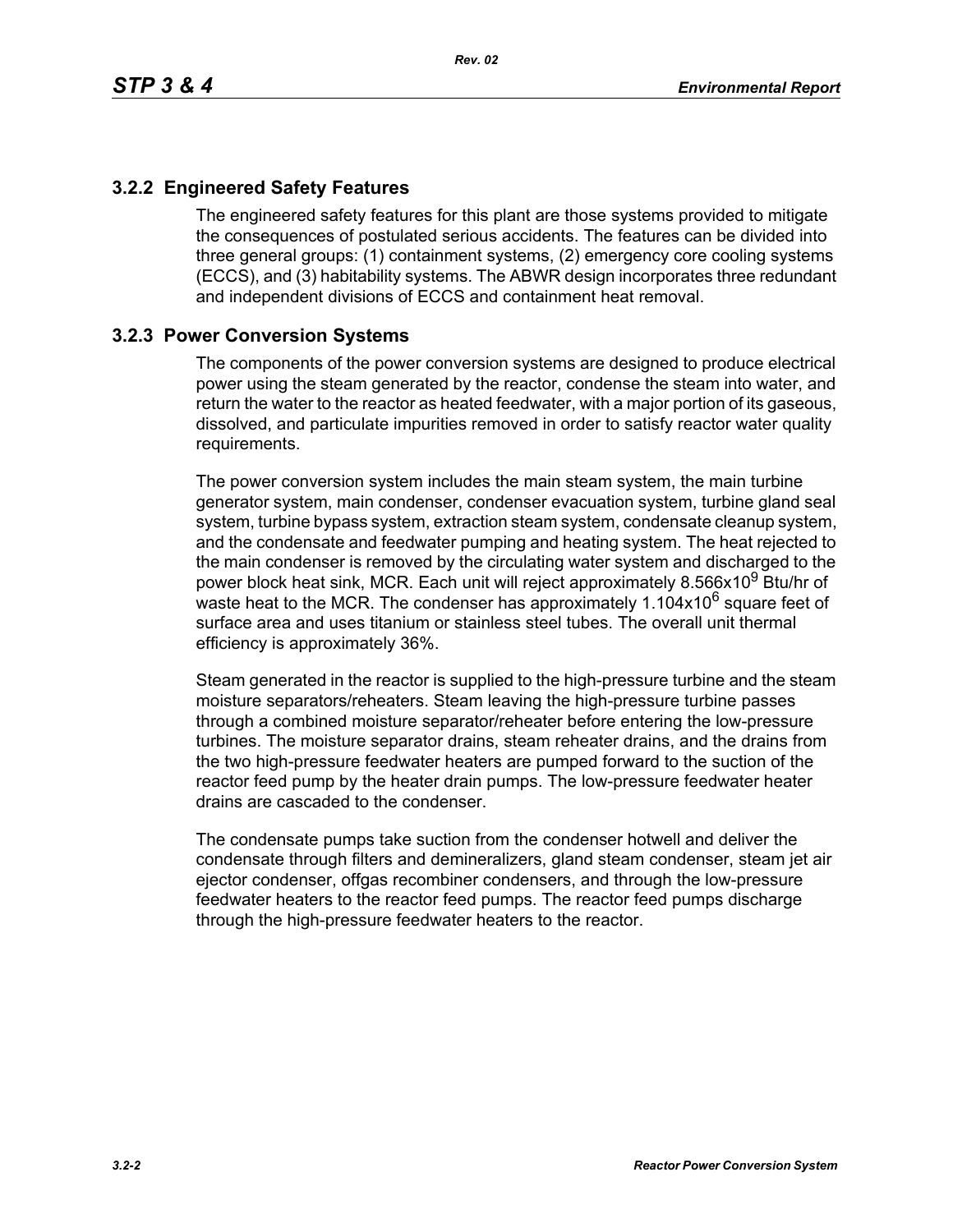### 3.2.2 Engineered Safety Features

The engineered safety features for this plant are those systems provided to mitigate the consequences of postulated serious accidents. The features can be divided into three general groups: (1) containment systems, (2) emergency core cooling systems (ECCS), and (3) habitability systems. The ABWR design incorporates three redundant and independent divisions of ECCS and containment heat removal.

### 3.2.3 Power Conversion Systems

The components of the power conversion systems are designed to produce electrical power using the steam generated by the reactor, condense the steam into water, and return the water to the reactor as heated feedwater, with a major portion of its gaseous, dissolved, and particulate impurities removed in order to satisfy reactor water quality requirements.

The power conversion system includes the main steam system, the main turbine generator system, main condenser, condenser evacuation system, turbine gland seal system, turbine bypass system, extraction steam system, condensate cleanup system, and the condensate and feedwater pumping and heating system. The heat rejected to the main condenser is removed by the circulating water system and discharged to the power block heat sink, MCR. Each unit will reject approximately $8.566 \times 10^9$ Btu/hr of waste heat to the MCR. The condenser has approximately $1.104 \times 10^6$ square feet of surface area and uses titanium or stainless steel tubes. The overall unit thermal efficiency is approximately 36%.

Steam generated in the reactor is supplied to the high-pressure turbine and the steam moisture separators/reheaters. Steam leaving the high-pressure turbine passes through a combined moisture separator/reheater before entering the low-pressure turbines. The moisture separator drains, steam reheater drains, and the drains from the two high-pressure feedwater heaters are pumped forward to the suction of the reactor feed pump by the heater drain pumps. The low-pressure feedwater heater drains are cascaded to the condenser.

The condensate pumps take suction from the condenser hotwell and deliver the condensate through filters and demineralizers, gland steam condenser, steam jet air ejector condenser, offgas recombiner condensers, and through the low-pressure feedwater heaters to the reactor feed pumps. The reactor feed pumps discharge through the high-pressure feedwater heaters to the reactor.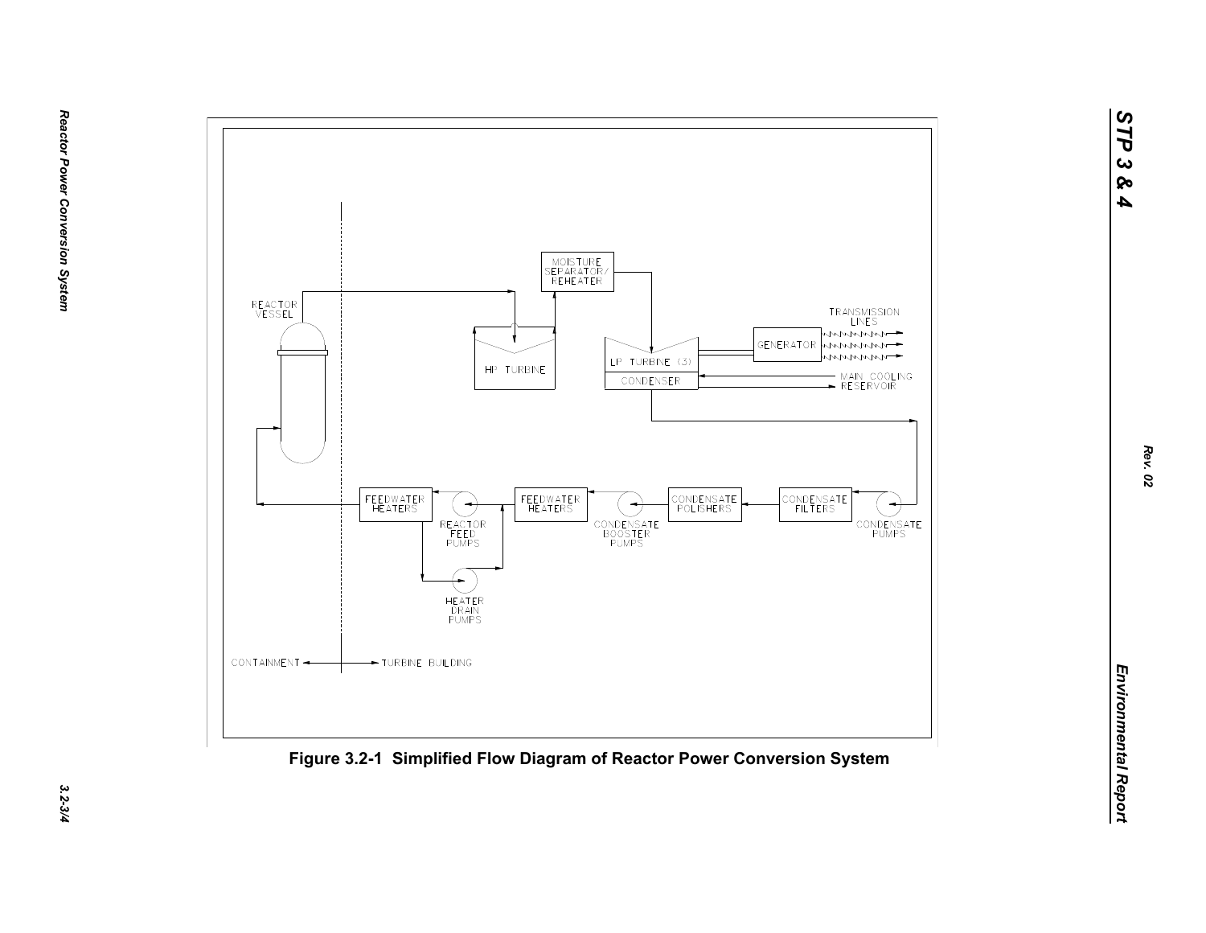REACTOR VESSEL

MOISTURE SEPARATOR/ REHEATER

HP TURBINE

LP TURBINE (3)

CONDENSER

GENERATOR

TRANSMISSION LINES

MAIN COOLING RESERVOIR

FEEDWATER HEATERS

REACTOR FEED PUMPS

FEEDWATER HEATERS

CONDENSATE BOOSTER PUMPS

CONDENSATE POLISHERS

CONDENSATE FILTERS

CONDENSATE PUMPS

HEATER DRAIN PUMPS

CONTAINMENT

TURBINE BUILDING

**Figure 3.2-1 Simplified Flow Diagram of Reactor Power Conversion System**